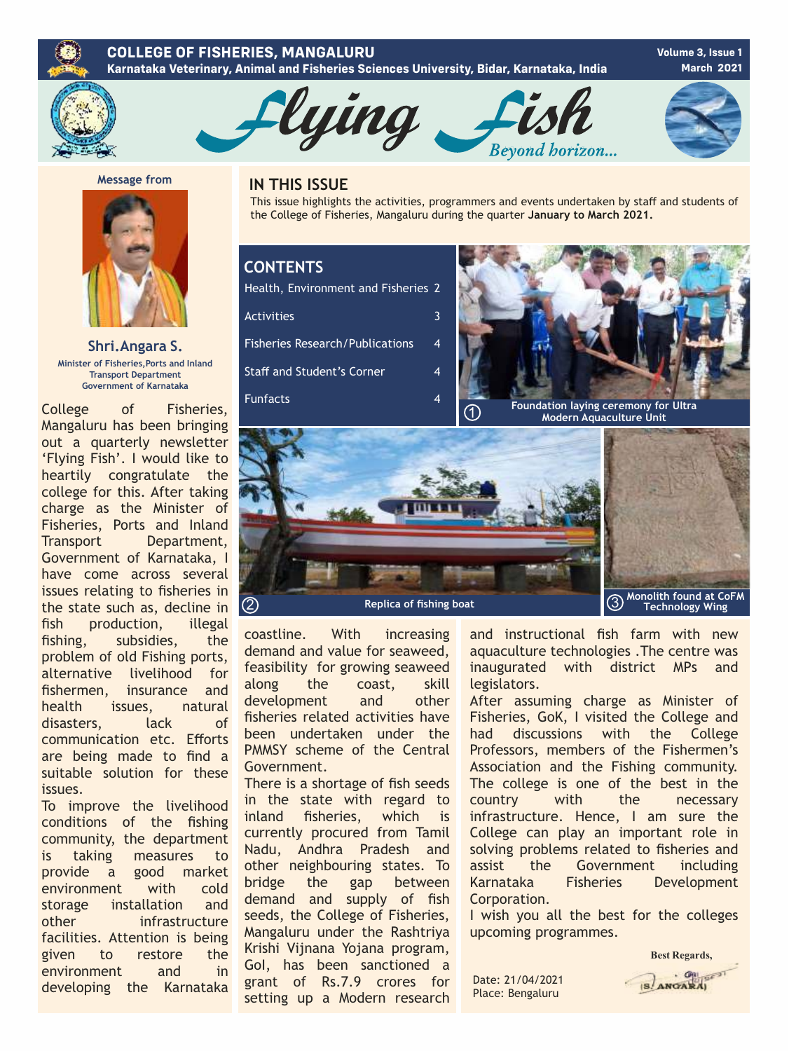# COLLEGE OF FISHERIES, MANGALURU

**Karnataka Veterinary, Animal and Fisheries Sciences University, Bidar, Karnataka, India**

**Volume 3, Issue 1**
**March 2021**

# Flying Fish

*Beyond horizon...*

## IN THIS ISSUE

This issue highlights the activities, programmers and events undertaken by staff and students of the College of Fisheries, Mangaluru during the quarter **January to March 2021.**

## CONTENTS

| | |
|---|---|
| Health, Environment and Fisheries | 2 |
| Activities | 3 |
| Fisheries Research/Publications | 4 |
| Staff and Student's Corner | 4 |
| Funfacts | 4 |

① Foundation laying ceremony for Ultra Modern Aquaculture Unit

② Replica of fishing boat

③ Monolith found at CoFM Technology Wing

## Message from

**Shri.Angara S.**

Minister of Fisheries,Ports and Inland Transport Department
Government of Karnataka

College of Fisheries, Mangaluru has been bringing out a quarterly newsletter 'Flying Fish'. I would like to heartily congratulate the college for this. After taking charge as the Minister of Fisheries, Ports and Inland Transport Department, Government of Karnataka, I have come across several issues relating to fisheries in the state such as, decline in fish production, illegal fishing, subsidies, the problem of old Fishing ports, alternative livelihood for fishermen, insurance and health issues, natural disasters, lack of communication etc. Efforts are being made to find a suitable solution for these issues.

To improve the livelihood conditions of the fishing community, the department is taking measures to provide a good market environment with cold storage installation and other infrastructure facilities. Attention is being given to restore the environment and in developing the Karnataka coastline. With increasing demand and value for seaweed, feasibility for growing seaweed along the coast, skill development and other fisheries related activities have been undertaken under the PMMSY scheme of the Central Government.

There is a shortage of fish seeds in the state with regard to inland fisheries, which is currently procured from Tamil Nadu, Andhra Pradesh and other neighbouring states. To bridge the gap between demand and supply of fish seeds, the College of Fisheries, Mangaluru under the Rashtriya Krishi Vijnana Yojana program, GoI, has been sanctioned a grant of Rs.7.9 crores for setting up a Modern research and instructional fish farm with new aquaculture technologies .The centre was inaugurated with district MPs and legislators.

After assuming charge as Minister of Fisheries, GoK, I visited the College and had discussions with the College Professors, members of the Fishermen's Association and the Fishing community. The college is one of the best in the country with the necessary infrastructure. Hence, I am sure the College can play an important role in solving problems related to fisheries and assist the Government including Karnataka Fisheries Development Corporation.

I wish you all the best for the colleges upcoming programmes.

Date: 21/04/2021
Place: Bengaluru

**Best Regards,**

(S. ANGARA)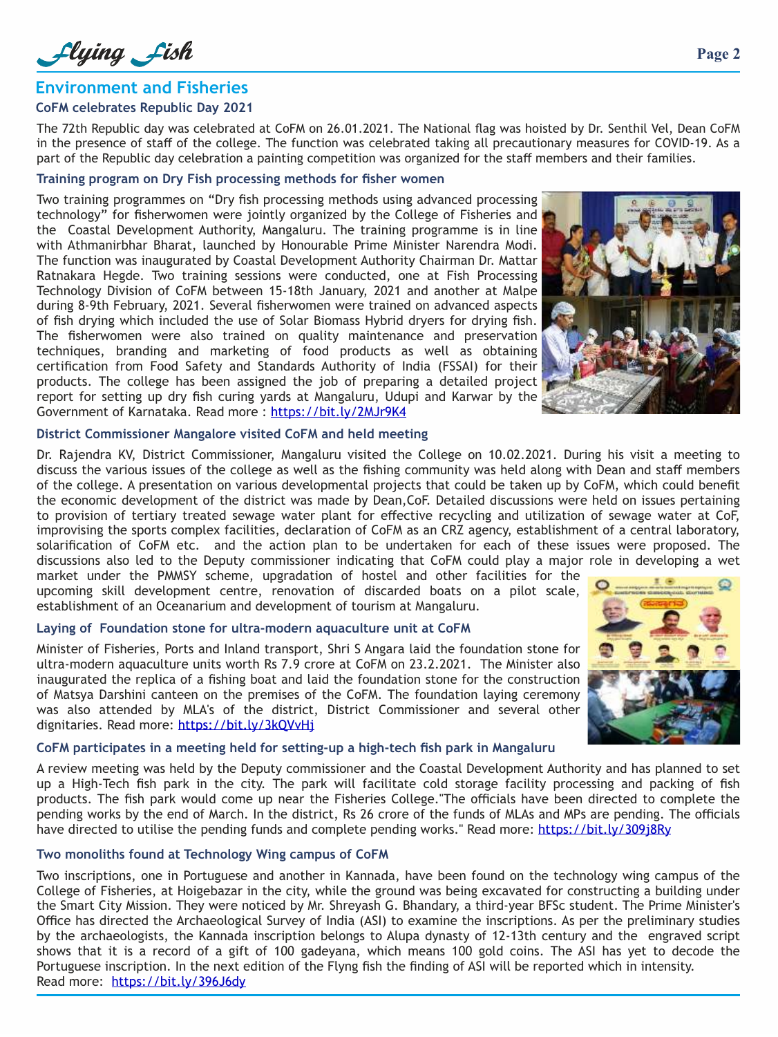## Environment and Fisheries

### CoFM celebrates Republic Day 2021

The 72th Republic day was celebrated at CoFM on 26.01.2021. The National flag was hoisted by Dr. Senthil Vel, Dean CoFM in the presence of staff of the college. The function was celebrated taking all precautionary measures for COVID-19. As a part of the Republic day celebration a painting competition was organized for the staff members and their families.

### Training program on Dry Fish processing methods for fisher women

Two training programmes on “Dry fish processing methods using advanced processing technology” for fisherwomen were jointly organized by the College of Fisheries and the Coastal Development Authority, Mangaluru. The training programme is in line with Athmanirbhar Bharat, launched by Honourable Prime Minister Narendra Modi. The function was inaugurated by Coastal Development Authority Chairman Dr. Mattar Ratnakara Hegde. Two training sessions were conducted, one at Fish Processing Technology Division of CoFM between 15-18th January, 2021 and another at Malpe during 8-9th February, 2021. Several fisherwomen were trained on advanced aspects of fish drying which included the use of Solar Biomass Hybrid dryers for drying fish. The fisherwomen were also trained on quality maintenance and preservation techniques, branding and marketing of food products as well as obtaining certification from Food Safety and Standards Authority of India (FSSAI) for their products. The college has been assigned the job of preparing a detailed project report for setting up dry fish curing yards at Mangaluru, Udupi and Karwar by the Government of Karnataka. Read more : https://bit.ly/2MJr9K4

### District Commissioner Mangalore visited CoFM and held meeting

Dr. Rajendra KV, District Commissioner, Mangaluru visited the College on 10.02.2021. During his visit a meeting to discuss the various issues of the college as well as the fishing community was held along with Dean and staff members of the college. A presentation on various developmental projects that could be taken up by CoFM, which could benefit the economic development of the district was made by Dean,CoF. Detailed discussions were held on issues pertaining to provision of tertiary treated sewage water plant for effective recycling and utilization of sewage water at CoF, improvising the sports complex facilities, declaration of CoFM as an CRZ agency, establishment of a central laboratory, solarification of CoFM etc. and the action plan to be undertaken for each of these issues were proposed. The discussions also led to the Deputy commissioner indicating that CoFM could play a major role in developing a wet market under the PMMSY scheme, upgradation of hostel and other facilities for the upcoming skill development centre, renovation of discarded boats on a pilot scale, establishment of an Oceanarium and development of tourism at Mangaluru.

### Laying of Foundation stone for ultra-modern aquaculture unit at CoFM

Minister of Fisheries, Ports and Inland transport, Shri S Angara laid the foundation stone for ultra-modern aquaculture units worth Rs 7.9 crore at CoFM on 23.2.2021. The Minister also inaugurated the replica of a fishing boat and laid the foundation stone for the construction of Matsya Darshini canteen on the premises of the CoFM. The foundation laying ceremony was also attended by MLA's of the district, District Commissioner and several other dignitaries. Read more: https://bit.ly/3kQVvHj

### CoFM participates in a meeting held for setting-up a high-tech fish park in Mangaluru

A review meeting was held by the Deputy commissioner and the Coastal Development Authority and has planned to set up a High-Tech fish park in the city. The park will facilitate cold storage facility processing and packing of fish products. The fish park would come up near the Fisheries College."The officials have been directed to complete the pending works by the end of March. In the district, Rs 26 crore of the funds of MLAs and MPs are pending. The officials have directed to utilise the pending funds and complete pending works." Read more: https://bit.ly/309j8Ry

### Two monoliths found at Technology Wing campus of CoFM

Two inscriptions, one in Portuguese and another in Kannada, have been found on the technology wing campus of the College of Fisheries, at Hoigebazar in the city, while the ground was being excavated for constructing a building under the Smart City Mission. They were noticed by Mr. Shreyash G. Bhandary, a third-year BFSc student. The Prime Minister's Office has directed the Archaeological Survey of India (ASI) to examine the inscriptions. As per the preliminary studies by the archaeologists, the Kannada inscription belongs to Alupa dynasty of 12-13th century and the engraved script shows that it is a record of a gift of 100 gadeyana, which means 100 gold coins. The ASI has yet to decode the Portuguese inscription. In the next edition of the Flyng fish the finding of ASI will be reported which in intensity.
Read more: https://bit.ly/396J6dy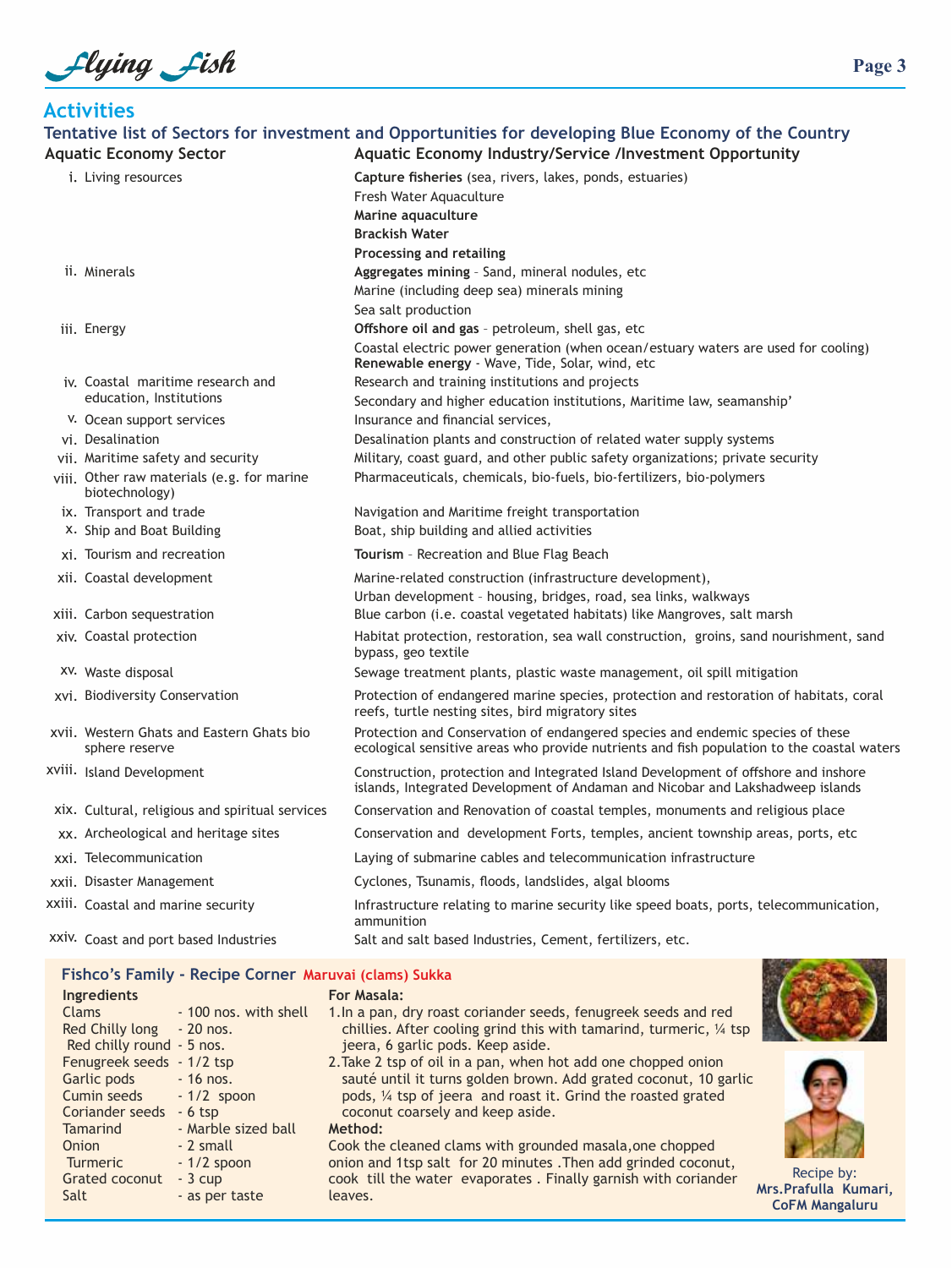## Activities

### Tentative list of Sectors for investment and Opportunities for developing Blue Economy of the Country

| Aquatic Economy Sector | Aquatic Economy Industry/Service /Investment Opportunity |
|---|---|
| i. Living resources | **Capture fisheries** (sea, rivers, lakes, ponds, estuaries)<br>Fresh Water Aquaculture<br>**Marine aquaculture**<br>**Brackish Water**<br>**Processing and retailing** |
| ii. Minerals | **Aggregates mining** – Sand, mineral nodules, etc<br>Marine (including deep sea) minerals mining<br>Sea salt production |
| iii. Energy | **Offshore oil and gas** – petroleum, shell gas, etc<br>Coastal electric power generation (when ocean/estuary waters are used for cooling)<br>**Renewable energy** - Wave, Tide, Solar, wind, etc |
| iv. Coastal maritime research and education, Institutions | Research and training institutions and projects<br>Secondary and higher education institutions, Maritime law, seamanship' |
| v. Ocean support services | Insurance and financial services, |
| vi. Desalination | Desalination plants and construction of related water supply systems |
| vii. Maritime safety and security | Military, coast guard, and other public safety organizations; private security |
| viii. Other raw materials (e.g. for marine biotechnology) | Pharmaceuticals, chemicals, bio-fuels, bio-fertilizers, bio-polymers |
| ix. Transport and trade | Navigation and Maritime freight transportation |
| x. Ship and Boat Building | Boat, ship building and allied activities |
| xi. Tourism and recreation | **Tourism** – Recreation and Blue Flag Beach |
| xii. Coastal development | Marine-related construction (infrastructure development),<br>Urban development – housing, bridges, road, sea links, walkways |
| xiii. Carbon sequestration | Blue carbon (i.e. coastal vegetated habitats) like Mangroves, salt marsh |
| xiv. Coastal protection | Habitat protection, restoration, sea wall construction, groins, sand nourishment, sand bypass, geo textile |
| xv. Waste disposal | Sewage treatment plants, plastic waste management, oil spill mitigation |
| xvi. Biodiversity Conservation | Protection of endangered marine species, protection and restoration of habitats, coral reefs, turtle nesting sites, bird migratory sites |
| xvii. Western Ghats and Eastern Ghats bio sphere reserve | Protection and Conservation of endangered species and endemic species of these ecological sensitive areas who provide nutrients and fish population to the coastal waters |
| xviii. Island Development | Construction, protection and Integrated Island Development of offshore and inshore islands, Integrated Development of Andaman and Nicobar and Lakshadweep islands |
| xix. Cultural, religious and spiritual services | Conservation and Renovation of coastal temples, monuments and religious place |
| xx. Archeological and heritage sites | Conservation and development Forts, temples, ancient township areas, ports, etc |
| xxi. Telecommunication | Laying of submarine cables and telecommunication infrastructure |
| xxii. Disaster Management | Cyclones, Tsunamis, floods, landslides, algal blooms |
| xxiii. Coastal and marine security | Infrastructure relating to marine security like speed boats, ports, telecommunication, ammunition |
| xxiv. Coast and port based Industries | Salt and salt based Industries, Cement, fertilizers, etc. |

### Fishco's Family - Recipe Corner Maruvai (clams) Sukka

**Ingredients**

| | |
|---|---|
| Clams | - 100 nos. with shell |
| Red Chilly long | - 20 nos. |
| Red chilly round | - 5 nos. |
| Fenugreek seeds | - 1/2 tsp |
| Garlic pods | - 16 nos. |
| Cumin seeds | - 1/2 spoon |
| Coriander seeds | - 6 tsp |
| Tamarind | - Marble sized ball |
| Onion | - 2 small |
| Turmeric | - 1/2 spoon |
| Grated coconut | - 3 cup |
| Salt | - as per taste |

**For Masala:**

1. In a pan, dry roast coriander seeds, fenugreek seeds and red chillies. After cooling grind this with tamarind, turmeric, ¼ tsp jeera, 6 garlic pods. Keep aside.
2. Take 2 tsp of oil in a pan, when hot add one chopped onion sauté until it turns golden brown. Add grated coconut, 10 garlic pods, ¼ tsp of jeera and roast it. Grind the roasted grated coconut coarsely and keep aside.

**Method:**

Cook the cleaned clams with grounded masala,one chopped onion and 1tsp salt for 20 minutes .Then add grinded coconut, cook till the water evaporates . Finally garnish with coriander leaves.

Recipe by:
**Mrs.Prafulla Kumari, CoFM Mangaluru**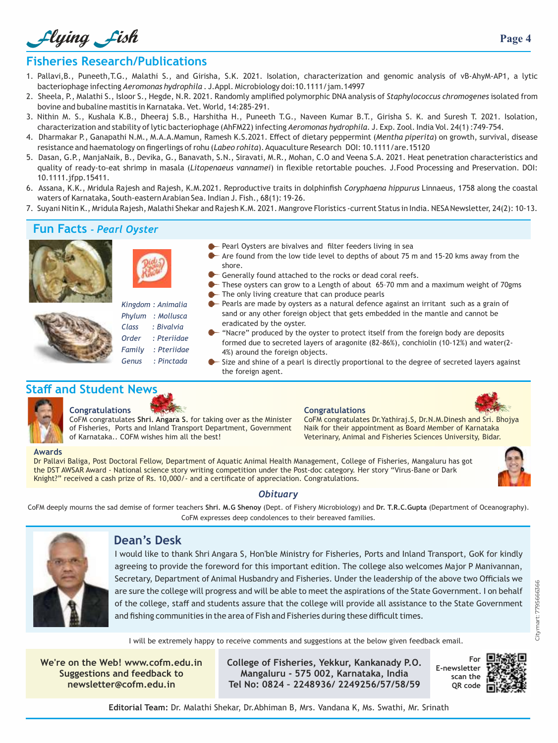## Fisheries Research/Publications

1. Pallavi,B., Puneeth,T.G., Malathi S., and Girisha, S.K. 2021. Isolation, characterization and genomic analysis of vB-AhyM-AP1, a lytic bacteriophage infecting *Aeromonas hydrophila* . J.Appl. Microbiology doi:10.1111/jam.14997
2. Sheela, P., Malathi S., Isloor S., Hegde, N.R. 2021. Randomly amplified polymorphic DNA analysis of *Staphylococcus chromogenes* isolated from bovine and bubaline mastitis in Karnataka. Vet. World, 14:285-291.
3. Nithin M. S., Kushala K.B., Dheeraj S.B., Harshitha H., Puneeth T.G., Naveen Kumar B.T., Girisha S. K. and Suresh T. 2021. Isolation, characterization and stability of lytic bacteriophage (AhFM22) infecting *Aeromonas hydrophila*. J. Exp. Zool. India Vol. 24(1) :749-754.
4. Dharmakar P., Ganapathi N.M., M.A.A.Mamun, Ramesh K.S.2021. Effect of dietary peppermint (*Mentha piperita*) on growth, survival, disease resistance and haematology on fingerlings of rohu (*Labeo rohita*). Aquaculture Research DOI: 10.1111/are.15120
5. Dasan, G.P., ManjaNaik, B., Devika, G., Banavath, S.N., Siravati, M.R., Mohan, C.O and Veena S.A. 2021. Heat penetration characteristics and quality of ready-to-eat shrimp in masala (*Litopenaeus vannamei*) in flexible retortable pouches. J.Food Processing and Preservation. DOI: 10.1111.jfpp.15411.
6. Assana, K.K., Mridula Rajesh and Rajesh, K.M.2021. Reproductive traits in dolphinfish *Coryphaena hippurus* Linnaeus, 1758 along the coastal waters of Karnataka, South-eastern Arabian Sea. Indian J. Fish., 68(1): 19-26.
7. Suyani Nitin K., Mridula Rajesh, Malathi Shekar and Rajesh K.M. 2021. Mangrove Floristics -current Status in India. NESA Newsletter, 24(2): 10-13.

## Fun Facts - *Pearl Oyster*

*Kingdom : Animalia*
*Phylum : Mollusca*
*Class : Bivalvia*
*Order : Pteriidae*
*Family : Pteriidae*
*Genus : Pinctada*

- Pearl Oysters are bivalves and filter feeders living in sea
- Are found from the low tide level to depths of about 75 m and 15-20 kms away from the shore.
- Generally found attached to the rocks or dead coral reefs.
- These oysters can grow to a Length of about 65-70 mm and a maximum weight of 70gms
- The only living creature that can produce pearls
- Pearls are made by oysters as a natural defence against an irritant such as a grain of sand or any other foreign object that gets embedded in the mantle and cannot be eradicated by the oyster.
- "Nacre" produced by the oyster to protect itself from the foreign body are deposits formed due to secreted layers of aragonite (82-86%), conchiolin (10-12%) and water(2-4%) around the foreign objects.
- Size and shine of a pearl is directly proportional to the degree of secreted layers against the foreign agent.

## Staff and Student News

**Congratulations**

CoFM congratulates **Shri. Angara S.** for taking over as the Minister of Fisheries, Ports and Inland Transport Department, Government of Karnataka.. COFM wishes him all the best!

**Congratulations**

CoFM congratulates Dr.Yathiraj.S, Dr.N.M.Dinesh and Sri. Bhojya Naik for their appointment as Board Member of Karnataka Veterinary, Animal and Fisheries Sciences University, Bidar.

**Awards**

Dr Pallavi Baliga, Post Doctoral Fellow, Department of Aquatic Animal Health Management, College of Fisheries, Mangaluru has got the DST AWSAR Award - National science story writing competition under the Post-doc category. Her story "Virus-Bane or Dark Knight?" received a cash prize of Rs. 10,000/- and a certificate of appreciation. Congratulations.

*Obituary*

CoFM deeply mourns the sad demise of former teachers **Shri. M.G Shenoy** (Dept. of Fishery Microbiology) and **Dr. T.R.C.Gupta** (Department of Oceanography). CoFM expresses deep condolences to their bereaved families.

## Dean's Desk

I would like to thank Shri Angara S, Hon'ble Ministry for Fisheries, Ports and Inland Transport, GoK for kindly agreeing to provide the foreword for this important edition. The college also welcomes Major P Manivannan, Secretary, Department of Animal Husbandry and Fisheries. Under the leadership of the above two Officials we are sure the college will progress and will be able to meet the aspirations of the State Government. I on behalf of the college, staff and students assure that the college will provide all assistance to the State Government and fishing communities in the area of Fish and Fisheries during these difficult times.

I will be extremely happy to receive comments and suggestions at the below given feedback email.

**We're on the Web! www.cofm.edu.in**
**Suggestions and feedback to newsletter@cofm.edu.in**

**College of Fisheries, Yekkur, Kankanady P.O. Mangaluru - 575 002, Karnataka, India Tel No: 0824 – 2248936/ 2249256/57/58/59**

**For E-newsletter scan the QR code**

**Editorial Team:** Dr. Malathi Shekar, Dr.Abhiman B, Mrs. Vandana K, Ms. Swathi, Mr. Srinath